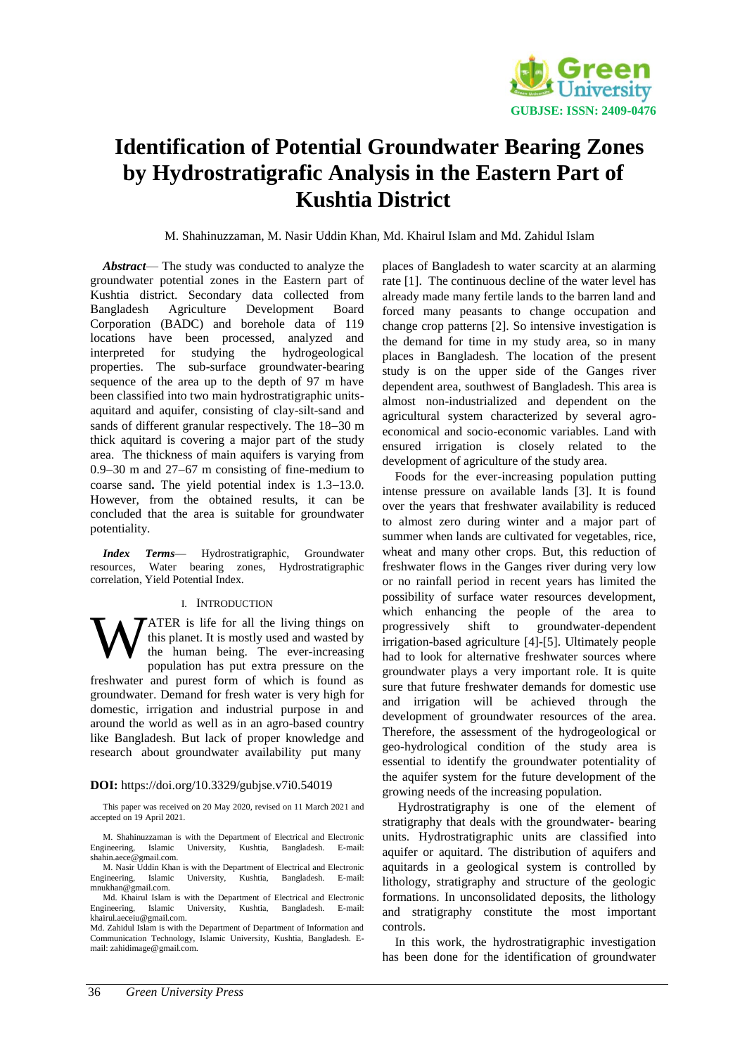# Identification of Potential Groundwater Bearing Zones by Hydrostratigrafic Analysis in the Eastern Part of Kushtia District

M. Shahinuzzaman, M. Nasir Uddin Khan, Md. Khairul Islam and Md. Zahidul Islam

***Abstract*****—** The study was conducted to analyze the groundwater potential zones in the Eastern part of Kushtia district. Secondary data collected from Bangladesh Agriculture Development Board Corporation (BADC) and borehole data of 119 locations have been processed, analyzed and interpreted for studying the hydrogeological properties. The sub-surface groundwater-bearing sequence of the area up to the depth of 97 m have been classified into two main hydrostratigraphic units-aquitard and aquifer, consisting of clay-silt-sand and sands of different granular respectively. The 18–30 m thick aquitard is covering a major part of the study area. The thickness of main aquifers is varying from 0.9–30 m and 27–67 m consisting of fine-medium to coarse sand**.** The yield potential index is 1.3–13.0. However, from the obtained results, it can be concluded that the area is suitable for groundwater potentiality.

***Index Terms*****—** Hydrostratigraphic, Groundwater resources, Water bearing zones, Hydrostratigraphic correlation, Yield Potential Index.

## I. Introduction

Water is life for all the living things on this planet. It is mostly used and wasted by the human being. The ever-increasing population has put extra pressure on the freshwater and purest form of which is found as groundwater. Demand for fresh water is very high for domestic, irrigation and industrial purpose in and around the world as well as in an agro-based country like Bangladesh. But lack of proper knowledge and research about groundwater availability put many places of Bangladesh to water scarcity at an alarming rate [1]. The continuous decline of the water level has already made many fertile lands to the barren land and forced many peasants to change occupation and change crop patterns [2]. So intensive investigation is the demand for time in my study area, so in many places in Bangladesh. The location of the present study is on the upper side of the Ganges river dependent area, southwest of Bangladesh. This area is almost non-industrialized and dependent on the agricultural system characterized by several agro-economical and socio-economic variables. Land with ensured irrigation is closely related to the development of agriculture of the study area.

Foods for the ever-increasing population putting intense pressure on available lands [3]. It is found over the years that freshwater availability is reduced to almost zero during winter and a major part of summer when lands are cultivated for vegetables, rice, wheat and many other crops. But, this reduction of freshwater flows in the Ganges river during very low or no rainfall period in recent years has limited the possibility of surface water resources development, which enhancing the people of the area to progressively shift to groundwater-dependent irrigation-based agriculture [4]-[5]. Ultimately people had to look for alternative freshwater sources where groundwater plays a very important role. It is quite sure that future freshwater demands for domestic use and irrigation will be achieved through the development of groundwater resources of the area. Therefore, the assessment of the hydrogeological or geo-hydrological condition of the study area is essential to identify the groundwater potentiality of the aquifer system for the future development of the growing needs of the increasing population.

Hydrostratigraphy is one of the element of stratigraphy that deals with the groundwater- bearing units. Hydrostratigraphic units are classified into aquifer or aquitard. The distribution of aquifers and aquitards in a geological system is controlled by lithology, stratigraphy and structure of the geologic formations. In unconsolidated deposits, the lithology and stratigraphy constitute the most important controls.

In this work, the hydrostratigraphic investigation has been done for the identification of groundwater

**DOI:** https://doi.org/10.3329/gubjse.v7i0.54019

This paper was received on 20 May 2020, revised on 11 March 2021 and accepted on 19 April 2021.

M. Shahinuzzaman is with the Department of Electrical and Electronic Engineering, Islamic University, Kushtia, Bangladesh. E-mail: shahin.aece@gmail.com.

M. Nasir Uddin Khan is with the Department of Electrical and Electronic Engineering, Islamic University, Kushtia, Bangladesh. E-mail: mnukhan@gmail.com.

Md. Khairul Islam is with the Department of Electrical and Electronic Engineering, Islamic University, Kushtia, Bangladesh. E-mail: khairul.aeceiu@gmail.com.

Md. Zahidul Islam is with the Department of Department of Information and Communication Technology, Islamic University, Kushtia, Bangladesh. E-mail: zahidimage@gmail.com.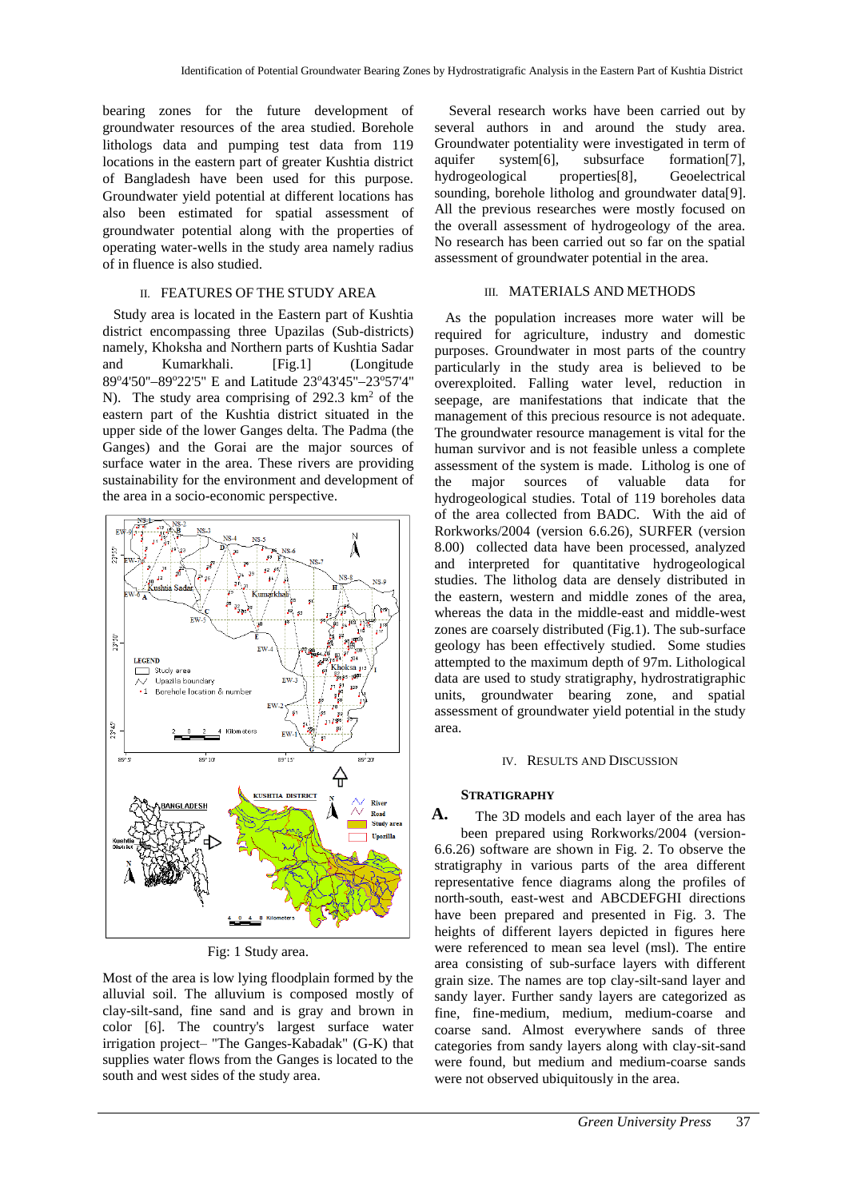bearing zones for the future development of groundwater resources of the area studied. Borehole lithologs data and pumping test data from 119 locations in the eastern part of greater Kushtia district of Bangladesh have been used for this purpose. Groundwater yield potential at different locations has also been estimated for spatial assessment of groundwater potential along with the properties of operating water-wells in the study area namely radius of in fluence is also studied.

## II. FEATURES OF THE STUDY AREA

Study area is located in the Eastern part of Kushtia district encompassing three Upazilas (Sub-districts) namely, Khoksha and Northern parts of Kushtia Sadar and Kumarkhali. [Fig.1] (Longitude 89°4'50"–89°22'5" E and Latitude 23°43'45"–23°57'4" N). The study area comprising of 292.3 km$^2$ of the eastern part of the Kushtia district situated in the upper side of the lower Ganges delta. The Padma (the Ganges) and the Gorai are the major sources of surface water in the area. These rivers are providing sustainability for the environment and development of the area in a socio-economic perspective.

Fig: 1 Study area.

Most of the area is low lying floodplain formed by the alluvial soil. The alluvium is composed mostly of clay-silt-sand, fine sand and is gray and brown in color [6]. The country's largest surface water irrigation project– "The Ganges-Kabadak" (G-K) that supplies water flows from the Ganges is located to the south and west sides of the study area.

Several research works have been carried out by several authors in and around the study area. Groundwater potentiality were investigated in term of aquifer system[6], subsurface formation[7], hydrogeological properties[8], Geoelectrical sounding, borehole litholog and groundwater data[9]. All the previous researches were mostly focused on the overall assessment of hydrogeology of the area. No research has been carried out so far on the spatial assessment of groundwater potential in the area.

## III. MATERIALS AND METHODS

As the population increases more water will be required for agriculture, industry and domestic purposes. Groundwater in most parts of the country particularly in the study area is believed to be overexploited. Falling water level, reduction in seepage, are manifestations that indicate that the management of this precious resource is not adequate. The groundwater resource management is vital for the human survivor and is not feasible unless a complete assessment of the system is made. Litholog is one of the major sources of valuable data for hydrogeological studies. Total of 119 boreholes data of the area collected from BADC. With the aid of Rorkworks/2004 (version 6.6.26), SURFER (version 8.00) collected data have been processed, analyzed and interpreted for quantitative hydrogeological studies. The litholog data are densely distributed in the eastern, western and middle zones of the area, whereas the data in the middle-east and middle-west zones are coarsely distributed (Fig.1). The sub-surface geology has been effectively studied. Some studies attempted to the maximum depth of 97m. Lithological data are used to study stratigraphy, hydrostratigraphic units, groundwater bearing zone, and spatial assessment of groundwater yield potential in the study area.

## IV. RESULTS AND DISCUSSION

### A. STRATIGRAPHY

The 3D models and each layer of the area has been prepared using Rorkworks/2004 (version-6.6.26) software are shown in Fig. 2. To observe the stratigraphy in various parts of the area different representative fence diagrams along the profiles of north-south, east-west and ABCDEFGHI directions have been prepared and presented in Fig. 3. The heights of different layers depicted in figures here were referenced to mean sea level (msl). The entire area consisting of sub-surface layers with different grain size. The names are top clay-silt-sand layer and sandy layer. Further sandy layers are categorized as fine, fine-medium, medium, medium-coarse and coarse sand. Almost everywhere sands of three categories from sandy layers along with clay-sit-sand were found, but medium and medium-coarse sands were not observed ubiquitously in the area.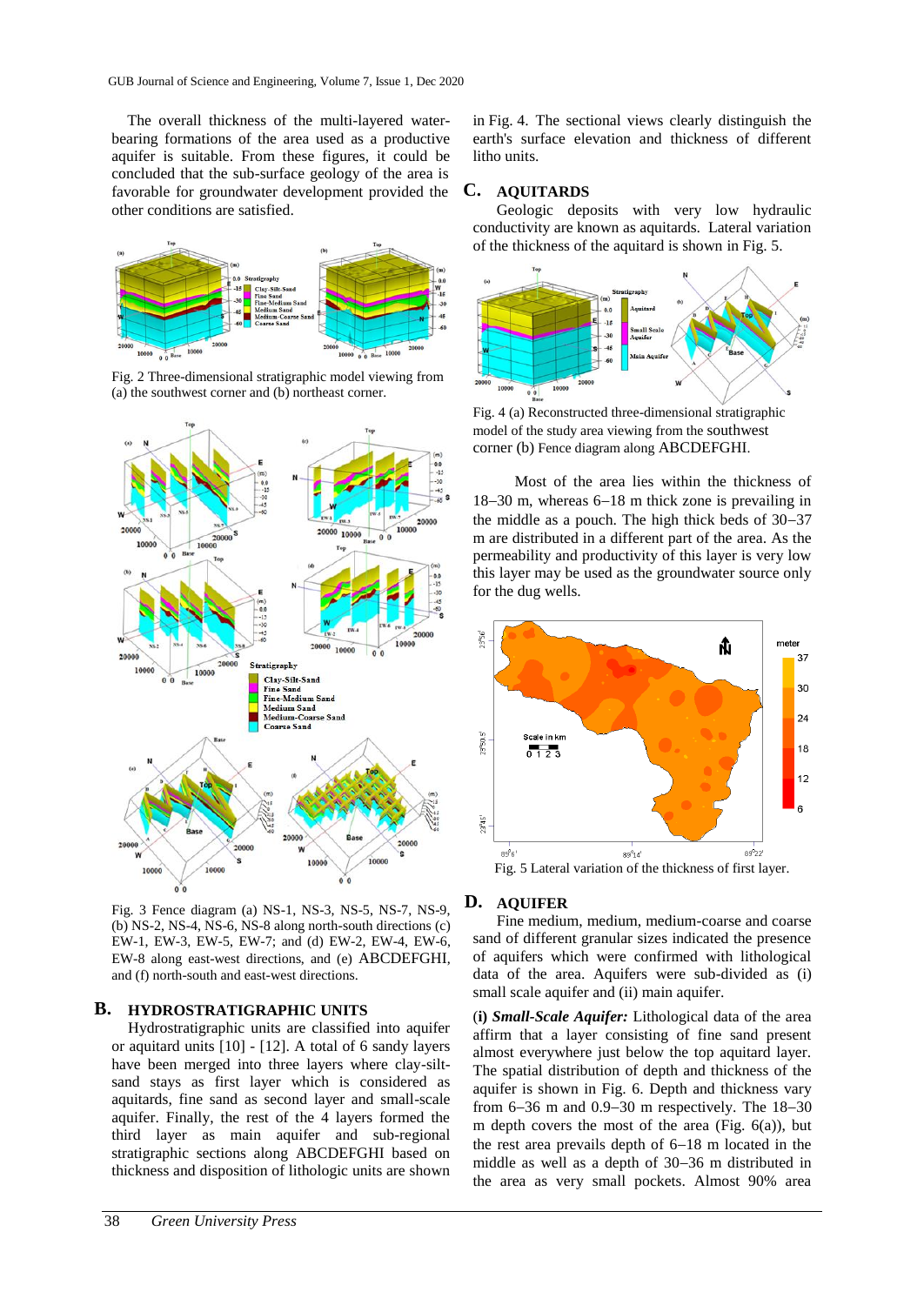The overall thickness of the multi-layered water-bearing formations of the area used as a productive aquifer is suitable. From these figures, it could be concluded that the sub-surface geology of the area is favorable for groundwater development provided the other conditions are satisfied.

Fig. 2 Three-dimensional stratigraphic model viewing from (a) the southwest corner and (b) northeast corner.

Fig. 3 Fence diagram (a) NS-1, NS-3, NS-5, NS-7, NS-9, (b) NS-2, NS-4, NS-6, NS-8 along north-south directions (c) EW-1, EW-3, EW-5, EW-7; and (d) EW-2, EW-4, EW-6, EW-8 along east-west directions, and (e) ABCDEFGHI, and (f) north-south and east-west directions.

## B. HYDROSTRATIGRAPHIC UNITS

Hydrostratigraphic units are classified into aquifer or aquitard units [10] - [12]. A total of 6 sandy layers have been merged into three layers where clay-silt-sand stays as first layer which is considered as aquitards, fine sand as second layer and small-scale aquifer. Finally, the rest of the 4 layers formed the third layer as main aquifer and sub-regional stratigraphic sections along ABCDEFGHI based on thickness and disposition of lithologic units are shown in Fig. 4. The sectional views clearly distinguish the earth's surface elevation and thickness of different litho units.

## C. AQUITARDS

Geologic deposits with very low hydraulic conductivity are known as aquitards. Lateral variation of the thickness of the aquitard is shown in Fig. 5.

Fig. 4 (a) Reconstructed three-dimensional stratigraphic model of the study area viewing from the southwest corner (b) Fence diagram along ABCDEFGHI.

Most of the area lies within the thickness of 18−30 m, whereas 6−18 m thick zone is prevailing in the middle as a pouch. The high thick beds of 30−37 m are distributed in a different part of the area. As the permeability and productivity of this layer is very low this layer may be used as the groundwater source only for the dug wells.

Fig. 5 Lateral variation of the thickness of first layer.

## D. AQUIFER

Fine medium, medium, medium-coarse and coarse sand of different granular sizes indicated the presence of aquifers which were confirmed with lithological data of the area. Aquifers were sub-divided as (i) small scale aquifer and (ii) main aquifer.

(**i**) ***Small-Scale Aquifer:*** Lithological data of the area affirm that a layer consisting of fine sand present almost everywhere just below the top aquitard layer. The spatial distribution of depth and thickness of the aquifer is shown in Fig. 6. Depth and thickness vary from 6−36 m and 0.9−30 m respectively. The 18−30 m depth covers the most of the area (Fig. 6(a)), but the rest area prevails depth of 6−18 m located in the middle as well as a depth of 30−36 m distributed in the area as very small pockets. Almost 90% area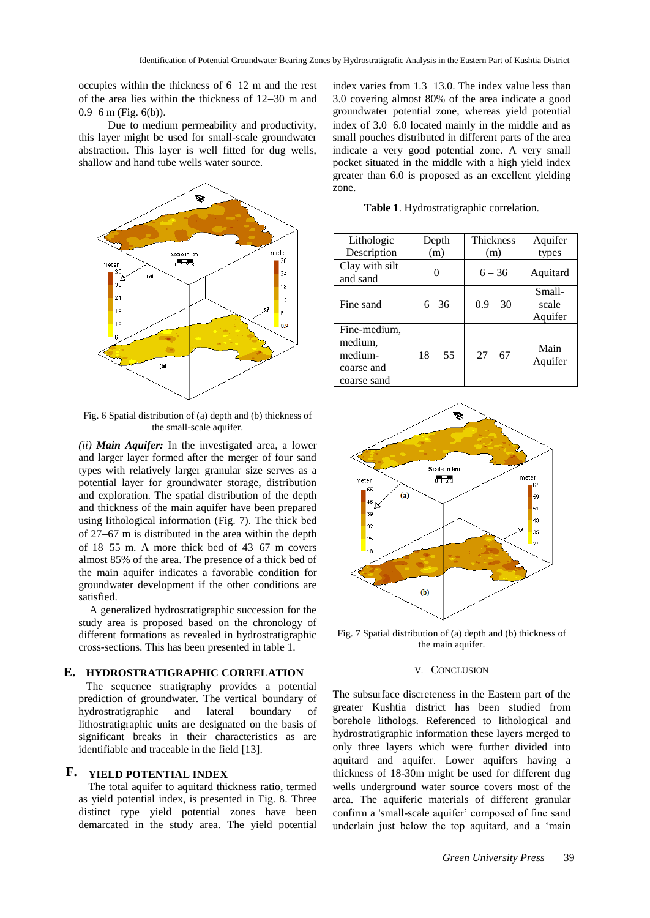occupies within the thickness of 6−12 m and the rest of the area lies within the thickness of 12−30 m and 0.9−6 m (Fig. 6(b)).

Due to medium permeability and productivity, this layer might be used for small-scale groundwater abstraction. This layer is well fitted for dug wells, shallow and hand tube wells water source.

Fig. 6 Spatial distribution of (a) depth and (b) thickness of the small-scale aquifer.

*(ii)* ***Main Aquifer:*** In the investigated area, a lower and larger layer formed after the merger of four sand types with relatively larger granular size serves as a potential layer for groundwater storage, distribution and exploration. The spatial distribution of the depth and thickness of the main aquifer have been prepared using lithological information (Fig. 7). The thick bed of 27−67 m is distributed in the area within the depth of 18−55 m. A more thick bed of 43−67 m covers almost 85% of the area. The presence of a thick bed of the main aquifer indicates a favorable condition for groundwater development if the other conditions are satisfied.

A generalized hydrostratigraphic succession for the study area is proposed based on the chronology of different formations as revealed in hydrostratigraphic cross-sections. This has been presented in table 1.

## E. HYDROSTRATIGRAPHIC CORRELATION

The sequence stratigraphy provides a potential prediction of groundwater. The vertical boundary of hydrostratigraphic and lateral boundary of lithostratigraphic units are designated on the basis of significant breaks in their characteristics as are identifiable and traceable in the field [13].

## F. YIELD POTENTIAL INDEX

The total aquifer to aquitard thickness ratio, termed as yield potential index, is presented in Fig. 8. Three distinct type yield potential zones have been demarcated in the study area. The yield potential index varies from 1.3−13.0. The index value less than 3.0 covering almost 80% of the area indicate a good groundwater potential zone, whereas yield potential index of 3.0−6.0 located mainly in the middle and as small pouches distributed in different parts of the area indicate a very good potential zone. A very small pocket situated in the middle with a high yield index greater than 6.0 is proposed as an excellent yielding zone.

**Table 1**. Hydrostratigraphic correlation.

| Lithologic Description | Depth (m) | Thickness (m) | Aquifer types |
|---|---|---|---|
| Clay with silt and sand | 0 | 6 – 36 | Aquitard |
| Fine sand | 6 –36 | 0.9 – 30 | Small-scale Aquifer |
| Fine-medium, medium, medium-coarse and coarse sand | 18 – 55 | 27 – 67 | Main Aquifer |

Fig. 7 Spatial distribution of (a) depth and (b) thickness of the main aquifer.

## V. CONCLUSION

The subsurface discreteness in the Eastern part of the greater Kushtia district has been studied from borehole lithologs. Referenced to lithological and hydrostratigraphic information these layers merged to only three layers which were further divided into aquitard and aquifer. Lower aquifers having a thickness of 18-30m might be used for different dug wells underground water source covers most of the area. The aquiferic materials of different granular confirm a 'small-scale aquifer' composed of fine sand underlain just below the top aquitard, and a 'main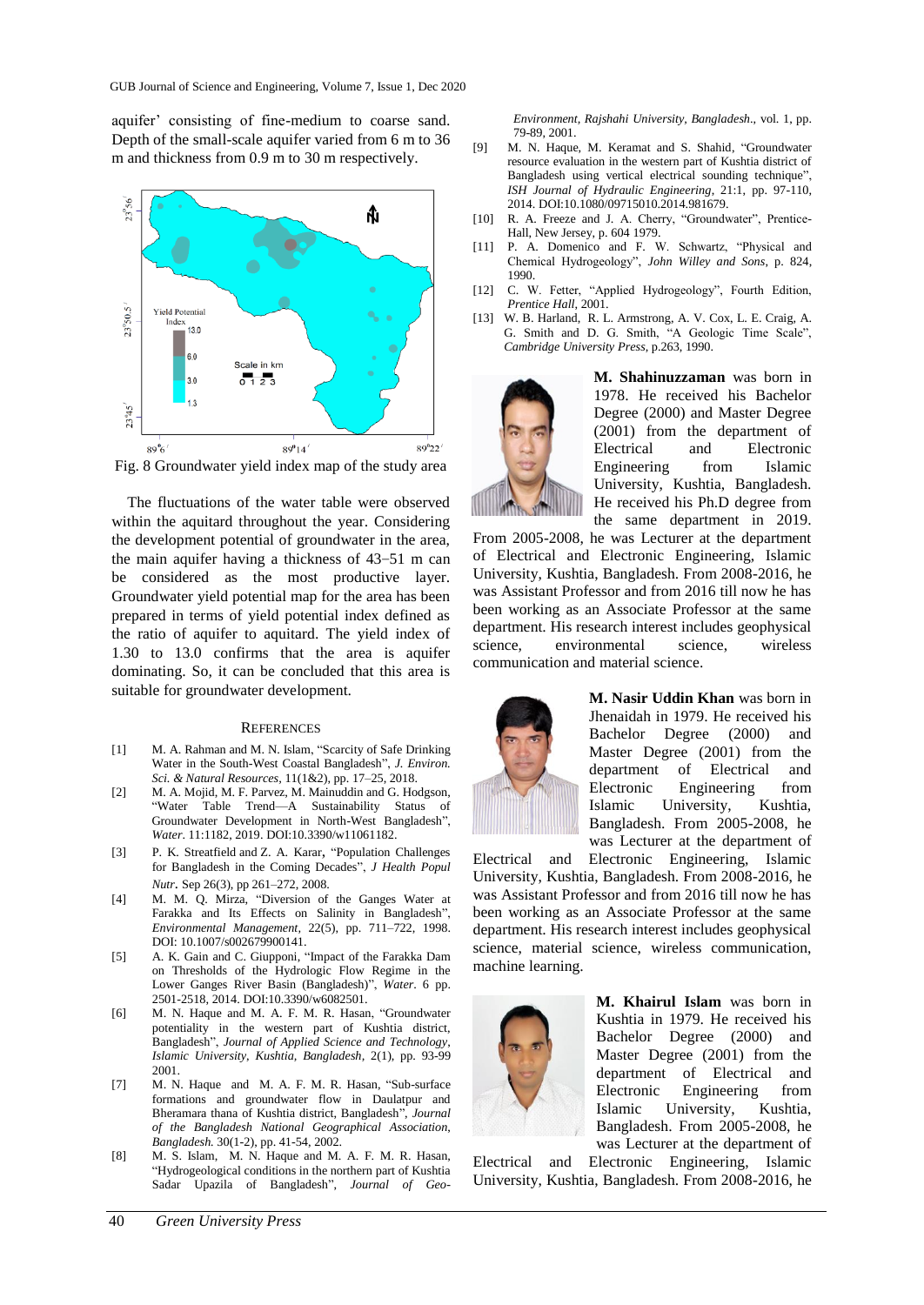aquifer' consisting of fine-medium to coarse sand. Depth of the small-scale aquifer varied from 6 m to 36 m and thickness from 0.9 m to 30 m respectively.

Fig. 8 Groundwater yield index map of the study area

The fluctuations of the water table were observed within the aquitard throughout the year. Considering the development potential of groundwater in the area, the main aquifer having a thickness of 43−51 m can be considered as the most productive layer. Groundwater yield potential map for the area has been prepared in terms of yield potential index defined as the ratio of aquifer to aquitard. The yield index of 1.30 to 13.0 confirms that the area is aquifer dominating. So, it can be concluded that this area is suitable for groundwater development.

## References

[1] M. A. Rahman and M. N. Islam, "Scarcity of Safe Drinking Water in the South-West Coastal Bangladesh", *J. Environ. Sci. & Natural Resources*, 11(1&2), pp. 17–25, 2018.

[2] M. A. Mojid, M. F. Parvez, M. Mainuddin and G. Hodgson, "Water Table Trend—A Sustainability Status of Groundwater Development in North-West Bangladesh", *Water*. 11:1182, 2019. DOI:10.3390/w11061182.

[3] P. K. Streatfield and Z. A. Karar, "Population Challenges for Bangladesh in the Coming Decades", *J Health Popul Nutr*. Sep 26(3), pp 261–272, 2008.

[4] M. M. Q. Mirza, "Diversion of the Ganges Water at Farakka and Its Effects on Salinity in Bangladesh", *Environmental Management*, 22(5), pp. 711–722, 1998. DOI: 10.1007/s002679900141.

[5] A. K. Gain and C. Giupponi, "Impact of the Farakka Dam on Thresholds of the Hydrologic Flow Regime in the Lower Ganges River Basin (Bangladesh)", *Water*. 6 pp. 2501-2518, 2014. DOI:10.3390/w6082501.

[6] M. N. Haque and M. A. F. M. R. Hasan, "Groundwater potentiality in the western part of Kushtia district, Bangladesh", *Journal of Applied Science and Technology, Islamic University, Kushtia, Bangladesh*, 2(1), pp. 93-99 2001.

[7] M. N. Haque and M. A. F. M. R. Hasan, "Sub-surface formations and groundwater flow in Daulatpur and Bheramara thana of Kushtia district, Bangladesh", *Journal of the Bangladesh National Geographical Association, Bangladesh*. 30(1-2), pp. 41-54, 2002.

[8] M. S. Islam, M. N. Haque and M. A. F. M. R. Hasan, "Hydrogeological conditions in the northern part of Kushtia Sadar Upazila of Bangladesh", *Journal of Geo-Environment, Rajshahi University, Bangladesh*., vol. 1, pp. 79-89, 2001.

[9] M. N. Haque, M. Keramat and S. Shahid, "Groundwater resource evaluation in the western part of Kushtia district of Bangladesh using vertical electrical sounding technique", *ISH Journal of Hydraulic Engineering*, 21:1, pp. 97-110, 2014. DOI:10.1080/09715010.2014.981679.

[10] R. A. Freeze and J. A. Cherry, "Groundwater", Prentice-Hall, New Jersey, p. 604 1979.

[11] P. A. Domenico and F. W. Schwartz, "Physical and Chemical Hydrogeology", *John Willey and Sons*, p. 824, 1990.

[12] C. W. Fetter, "Applied Hydrogeology", Fourth Edition, *Prentice Hall*, 2001.

[13] W. B. Harland, R. L. Armstrong, A. V. Cox, L. E. Craig, A. G. Smith and D. G. Smith, "A Geologic Time Scale", *Cambridge University Press*, p.263, 1990.

**M. Shahinuzzaman** was born in 1978. He received his Bachelor Degree (2000) and Master Degree (2001) from the department of Electrical and Electronic Engineering from Islamic University, Kushtia, Bangladesh. He received his Ph.D degree from the same department in 2019. From 2005-2008, he was Lecturer at the department of Electrical and Electronic Engineering, Islamic University, Kushtia, Bangladesh. From 2008-2016, he was Assistant Professor and from 2016 till now he has been working as an Associate Professor at the same department. His research interest includes geophysical science, environmental science, wireless communication and material science.

**M. Nasir Uddin Khan** was born in Jhenaidah in 1979. He received his Bachelor Degree (2000) and Master Degree (2001) from the department of Electrical and Electronic Engineering from Islamic University, Kushtia, Bangladesh. From 2005-2008, he was Lecturer at the department of Electrical and Electronic Engineering, Islamic University, Kushtia, Bangladesh. From 2008-2016, he was Assistant Professor and from 2016 till now he has been working as an Associate Professor at the same department. His research interest includes geophysical science, material science, wireless communication, machine learning.

**M. Khairul Islam** was born in Kushtia in 1979. He received his Bachelor Degree (2000) and Master Degree (2001) from the department of Electrical and Electronic Engineering from Islamic University, Kushtia, Bangladesh. From 2005-2008, he was Lecturer at the department of Electrical and Electronic Engineering, Islamic University, Kushtia, Bangladesh. From 2008-2016, he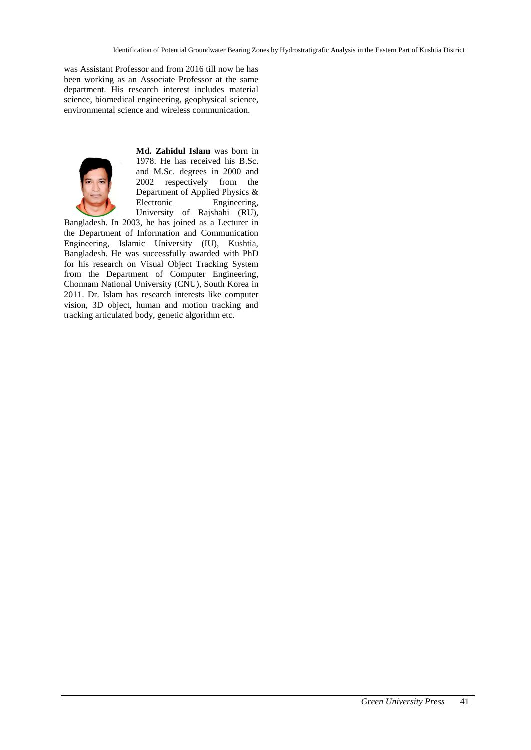was Assistant Professor and from 2016 till now he has been working as an Associate Professor at the same department. His research interest includes material science, biomedical engineering, geophysical science, environmental science and wireless communication.

**Md. Zahidul Islam** was born in 1978. He has received his B.Sc. and M.Sc. degrees in 2000 and 2002 respectively from the Department of Applied Physics & Electronic Engineering, University of Rajshahi (RU), Bangladesh. In 2003, he has joined as a Lecturer in the Department of Information and Communication Engineering, Islamic University (IU), Kushtia, Bangladesh. He was successfully awarded with PhD for his research on Visual Object Tracking System from the Department of Computer Engineering, Chonnam National University (CNU), South Korea in 2011. Dr. Islam has research interests like computer vision, 3D object, human and motion tracking and tracking articulated body, genetic algorithm etc.